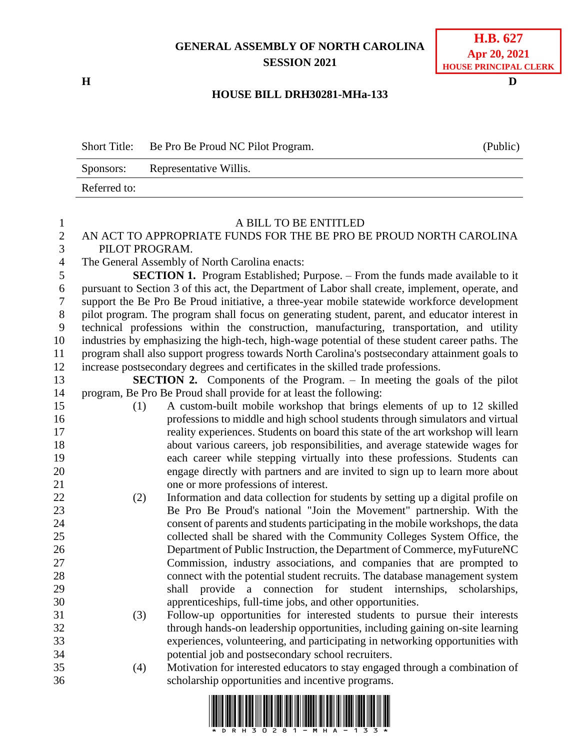# GENERAL ASSEMBLY OF NORTH CAROLINA
## SESSION 2021

**H.B. 627**
**Apr 20, 2021**
**HOUSE PRINCIPAL CLERK**

**H** **D**

## HOUSE BILL DRH30281-MHa-133

| Short Title: | Be Pro Be Proud NC Pilot Program. | (Public) |
|---|---|---|
| Sponsors: | Representative Willis. | |
| Referred to: | | |

A BILL TO BE ENTITLED

AN ACT TO APPROPRIATE FUNDS FOR THE BE PRO BE PROUD NORTH CAROLINA PILOT PROGRAM.

The General Assembly of North Carolina enacts:

**SECTION 1.** Program Established; Purpose. – From the funds made available to it pursuant to Section 3 of this act, the Department of Labor shall create, implement, operate, and support the Be Pro Be Proud initiative, a three-year mobile statewide workforce development pilot program. The program shall focus on generating student, parent, and educator interest in technical professions within the construction, manufacturing, transportation, and utility industries by emphasizing the high-tech, high-wage potential of these student career paths. The program shall also support progress towards North Carolina's postsecondary attainment goals to increase postsecondary degrees and certificates in the skilled trade professions.

**SECTION 2.** Components of the Program. – In meeting the goals of the pilot program, Be Pro Be Proud shall provide for at least the following:

(1) A custom-built mobile workshop that brings elements of up to 12 skilled professions to middle and high school students through simulators and virtual reality experiences. Students on board this state of the art workshop will learn about various careers, job responsibilities, and average statewide wages for each career while stepping virtually into these professions. Students can engage directly with partners and are invited to sign up to learn more about one or more professions of interest.

(2) Information and data collection for students by setting up a digital profile on Be Pro Be Proud's national "Join the Movement" partnership. With the consent of parents and students participating in the mobile workshops, the data collected shall be shared with the Community Colleges System Office, the Department of Public Instruction, the Department of Commerce, myFutureNC Commission, industry associations, and companies that are prompted to connect with the potential student recruits. The database management system shall provide a connection for student internships, scholarships, apprenticeships, full-time jobs, and other opportunities.

(3) Follow-up opportunities for interested students to pursue their interests through hands-on leadership opportunities, including gaining on-site learning experiences, volunteering, and participating in networking opportunities with potential job and postsecondary school recruiters.

(4) Motivation for interested educators to stay engaged through a combination of scholarship opportunities and incentive programs.

\* D R H 3 0 2 8 1 - M H A - 1 3 3 \*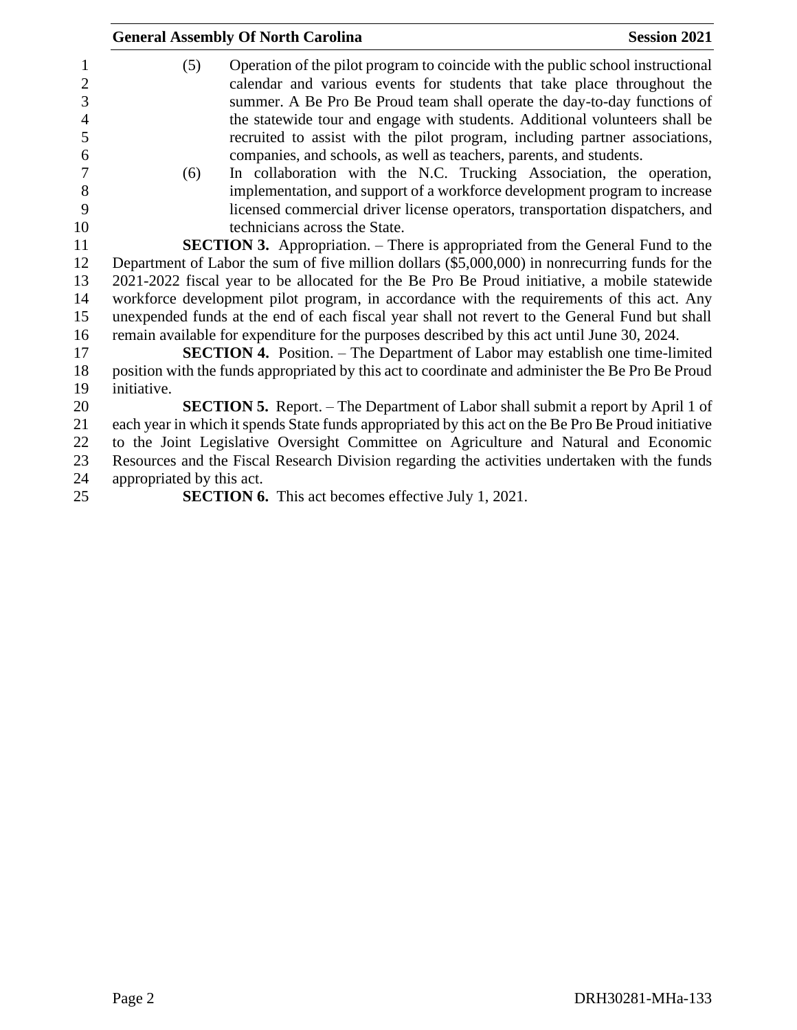(5) Operation of the pilot program to coincide with the public school instructional calendar and various events for students that take place throughout the summer. A Be Pro Be Proud team shall operate the day-to-day functions of the statewide tour and engage with students. Additional volunteers shall be recruited to assist with the pilot program, including partner associations, companies, and schools, as well as teachers, parents, and students.

(6) In collaboration with the N.C. Trucking Association, the operation, implementation, and support of a workforce development program to increase licensed commercial driver license operators, transportation dispatchers, and technicians across the State.

**SECTION 3.** Appropriation. – There is appropriated from the General Fund to the Department of Labor the sum of five million dollars ($5,000,000) in nonrecurring funds for the 2021-2022 fiscal year to be allocated for the Be Pro Be Proud initiative, a mobile statewide workforce development pilot program, in accordance with the requirements of this act. Any unexpended funds at the end of each fiscal year shall not revert to the General Fund but shall remain available for expenditure for the purposes described by this act until June 30, 2024.

**SECTION 4.** Position. – The Department of Labor may establish one time-limited position with the funds appropriated by this act to coordinate and administer the Be Pro Be Proud initiative.

**SECTION 5.** Report. – The Department of Labor shall submit a report by April 1 of each year in which it spends State funds appropriated by this act on the Be Pro Be Proud initiative to the Joint Legislative Oversight Committee on Agriculture and Natural and Economic Resources and the Fiscal Research Division regarding the activities undertaken with the funds appropriated by this act.

**SECTION 6.** This act becomes effective July 1, 2021.